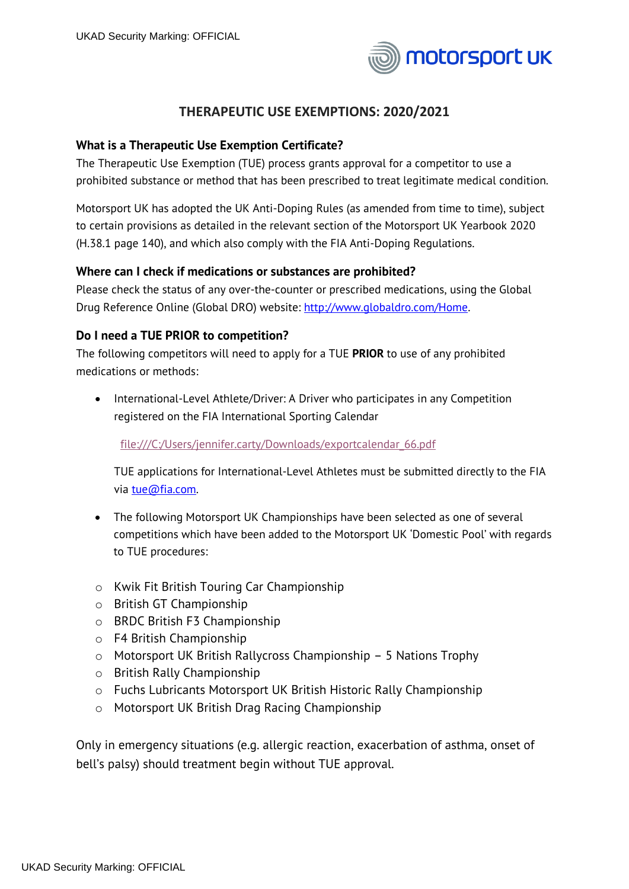# THERAPEUTIC USE EXEMPTIONS: 2020/2021

### What is a Therapeutic Use Exemption Certificate?

The Therapeutic Use Exemption (TUE) process grants approval for a competitor to use a prohibited substance or method that has been prescribed to treat legitimate medical condition.

Motorsport UK has adopted the UK Anti-Doping Rules (as amended from time to time), subject to certain provisions as detailed in the relevant section of the Motorsport UK Yearbook 2020 (H.38.1 page 140), and which also comply with the FIA Anti-Doping Regulations.

### Where can I check if medications or substances are prohibited?

Please check the status of any over-the-counter or prescribed medications, using the Global Drug Reference Online (Global DRO) website: http://www.globaldro.com/Home.

### Do I need a TUE PRIOR to competition?

The following competitors will need to apply for a TUE **PRIOR** to use of any prohibited medications or methods:

- International-Level Athlete/Driver: A Driver who participates in any Competition registered on the FIA International Sporting Calendar

  file:///C:/Users/jennifer.carty/Downloads/exportcalendar_66.pdf

  TUE applications for International-Level Athletes must be submitted directly to the FIA via tue@fia.com.

- The following Motorsport UK Championships have been selected as one of several competitions which have been added to the Motorsport UK 'Domestic Pool' with regards to TUE procedures:

  - Kwik Fit British Touring Car Championship
  - British GT Championship
  - BRDC British F3 Championship
  - F4 British Championship
  - Motorsport UK British Rallycross Championship – 5 Nations Trophy
  - British Rally Championship
  - Fuchs Lubricants Motorsport UK British Historic Rally Championship
  - Motorsport UK British Drag Racing Championship

Only in emergency situations (e.g. allergic reaction, exacerbation of asthma, onset of bell's palsy) should treatment begin without TUE approval.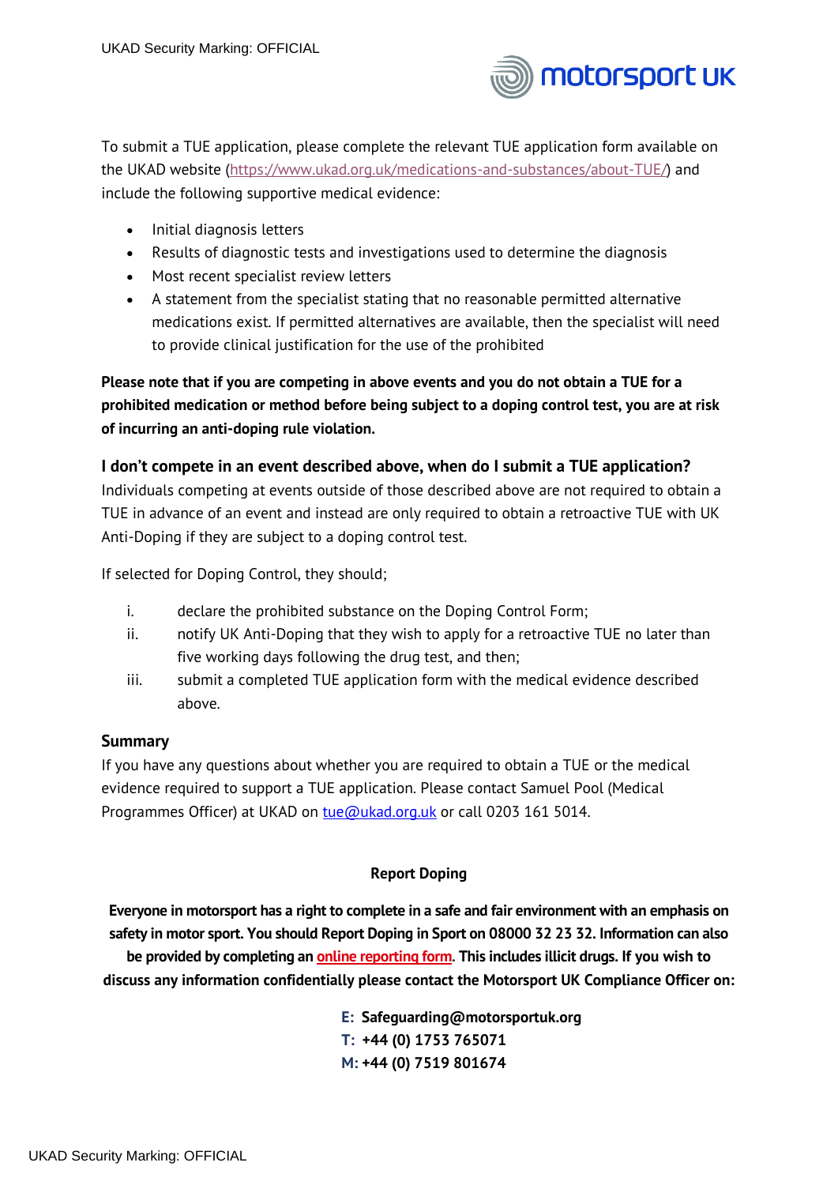To submit a TUE application, please complete the relevant TUE application form available on the UKAD website ([https://www.ukad.org.uk/medications-and-substances/about-TUE/](https://www.ukad.org.uk/medications-and-substances/about-TUE/)) and include the following supportive medical evidence:

- Initial diagnosis letters
- Results of diagnostic tests and investigations used to determine the diagnosis
- Most recent specialist review letters
- A statement from the specialist stating that no reasonable permitted alternative medications exist. If permitted alternatives are available, then the specialist will need to provide clinical justification for the use of the prohibited

**Please note that if you are competing in above events and you do not obtain a TUE for a prohibited medication or method before being subject to a doping control test, you are at risk of incurring an anti-doping rule violation.**

### I don't compete in an event described above, when do I submit a TUE application?

Individuals competing at events outside of those described above are not required to obtain a TUE in advance of an event and instead are only required to obtain a retroactive TUE with UK Anti-Doping if they are subject to a doping control test.

If selected for Doping Control, they should;

i. declare the prohibited substance on the Doping Control Form;
ii. notify UK Anti-Doping that they wish to apply for a retroactive TUE no later than five working days following the drug test, and then;
iii. submit a completed TUE application form with the medical evidence described above.

### Summary

If you have any questions about whether you are required to obtain a TUE or the medical evidence required to support a TUE application. Please contact Samuel Pool (Medical Programmes Officer) at UKAD on [tue@ukad.org.uk](mailto:tue@ukad.org.uk) or call 0203 161 5014.

**Report Doping**

**Everyone in motorsport has a right to complete in a safe and fair environment with an emphasis on safety in motor sport. You should Report Doping in Sport on 08000 32 23 32. Information can also be provided by completing an online reporting form. This includes illicit drugs. If you wish to discuss any information confidentially please contact the Motorsport UK Compliance Officer on:**

**E: Safeguarding@motorsportuk.org**
**T: +44 (0) 1753 765071**
**M: +44 (0) 7519 801674**